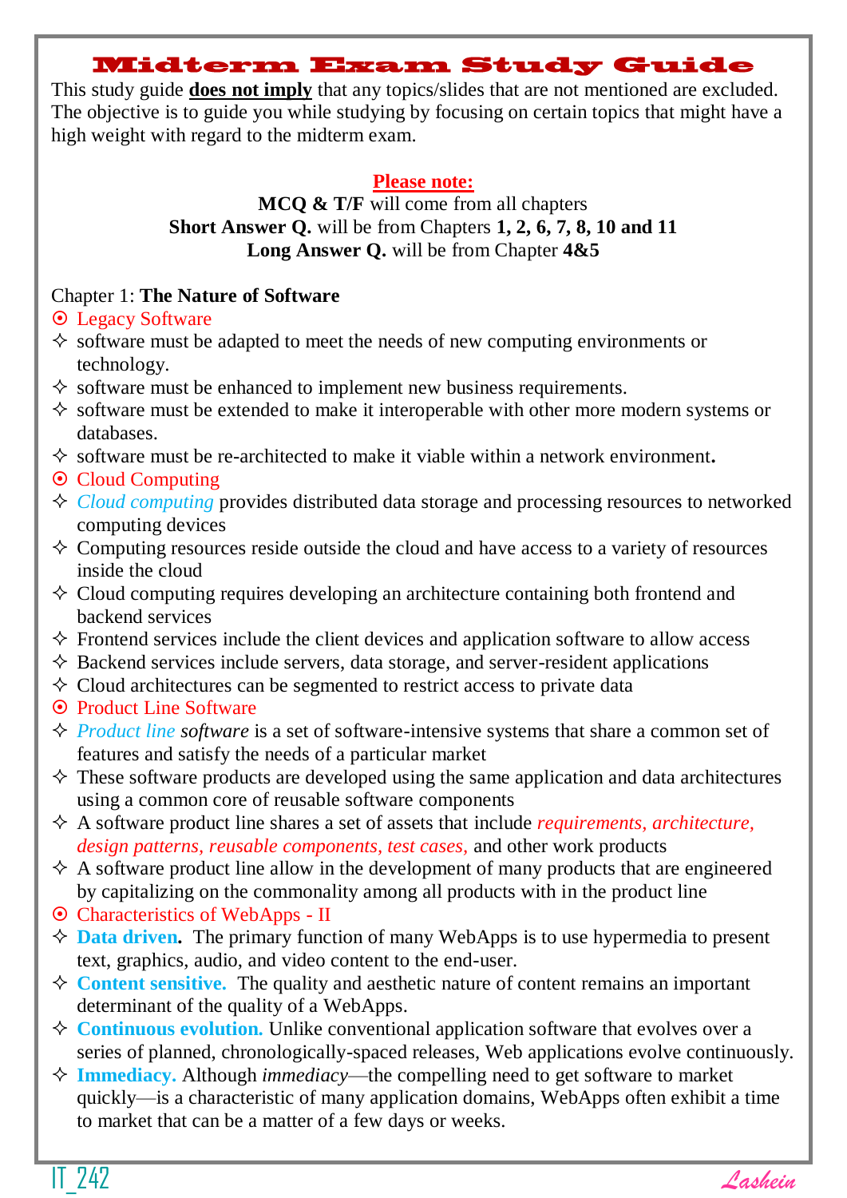# Midterm Exam Study Guide

This study guide **does not imply** that any topics/slides that are not mentioned are excluded. The objective is to guide you while studying by focusing on certain topics that might have a high weight with regard to the midterm exam.

**Please note:**

**MCQ & T/F** will come from all chapters
**Short Answer Q.** will be from Chapters **1, 2, 6, 7, 8, 10 and 11**
**Long Answer Q.** will be from Chapter **4&5**

Chapter 1: **The Nature of Software**

- Legacy Software
  - software must be adapted to meet the needs of new computing environments or technology.
  - software must be enhanced to implement new business requirements.
  - software must be extended to make it interoperable with other more modern systems or databases.
  - software must be re-architected to make it viable within a network environment**.**
- Cloud Computing
  - *Cloud computing* provides distributed data storage and processing resources to networked computing devices
  - Computing resources reside outside the cloud and have access to a variety of resources inside the cloud
  - Cloud computing requires developing an architecture containing both frontend and backend services
  - Frontend services include the client devices and application software to allow access
  - Backend services include servers, data storage, and server-resident applications
  - Cloud architectures can be segmented to restrict access to private data
- Product Line Software
  - *Product line software* is a set of software-intensive systems that share a common set of features and satisfy the needs of a particular market
  - These software products are developed using the same application and data architectures using a common core of reusable software components
  - A software product line shares a set of assets that include *requirements, architecture, design patterns, reusable components, test cases,* and other work products
  - A software product line allow in the development of many products that are engineered by capitalizing on the commonality among all products with in the product line
- Characteristics of WebApps - II
  - **Data driven.** The primary function of many WebApps is to use hypermedia to present text, graphics, audio, and video content to the end-user.
  - **Content sensitive.** The quality and aesthetic nature of content remains an important determinant of the quality of a WebApps.
  - **Continuous evolution.** Unlike conventional application software that evolves over a series of planned, chronologically-spaced releases, Web applications evolve continuously.
  - **Immediacy.** Although *immediacy*—the compelling need to get software to market quickly—is a characteristic of many application domains, WebApps often exhibit a time to market that can be a matter of a few days or weeks.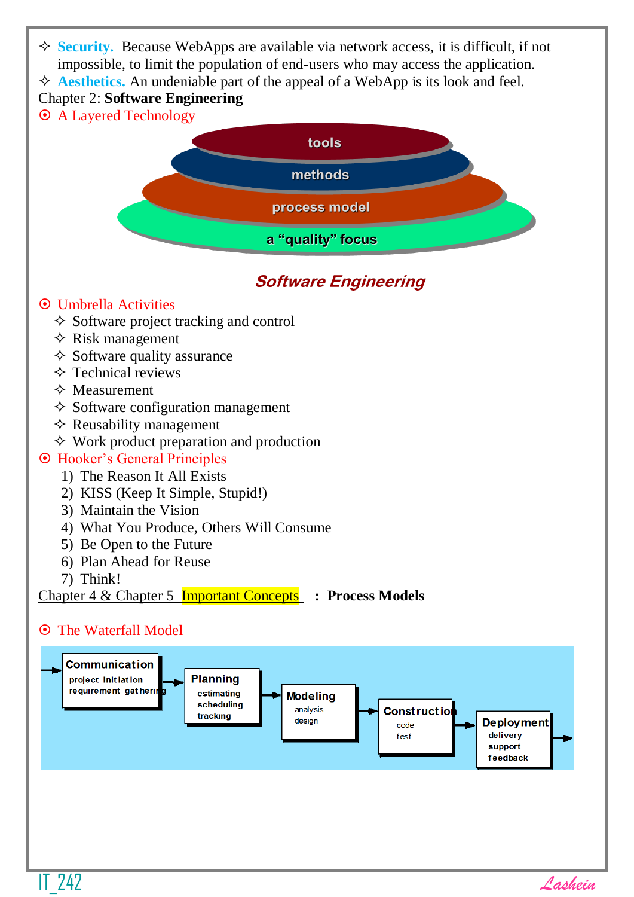- **Security.** Because WebApps are available via network access, it is difficult, if not impossible, to limit the population of end-users who may access the application.
- **Aesthetics.** An undeniable part of the appeal of a WebApp is its look and feel.

Chapter 2: **Software Engineering**

## A Layered Technology

tools

methods

process model

a "quality" focus

*Software Engineering*

## Umbrella Activities

- Software project tracking and control
- Risk management
- Software quality assurance
- Technical reviews
- Measurement
- Software configuration management
- Reusability management
- Work product preparation and production

## Hooker's General Principles

1) The Reason It All Exists
2) KISS (Keep It Simple, Stupid!)
3) Maintain the Vision
4) What You Produce, Others Will Consume
5) Be Open to the Future
6) Plan Ahead for Reuse
7) Think!

Chapter 4 & Chapter 5 Important Concepts : **Process Models**

## The Waterfall Model

Communication
project initiation
requirement gathering

Planning
estimating
scheduling
tracking

Modeling
analysis
design

Construction
code
test

Deployment
delivery
support
feedback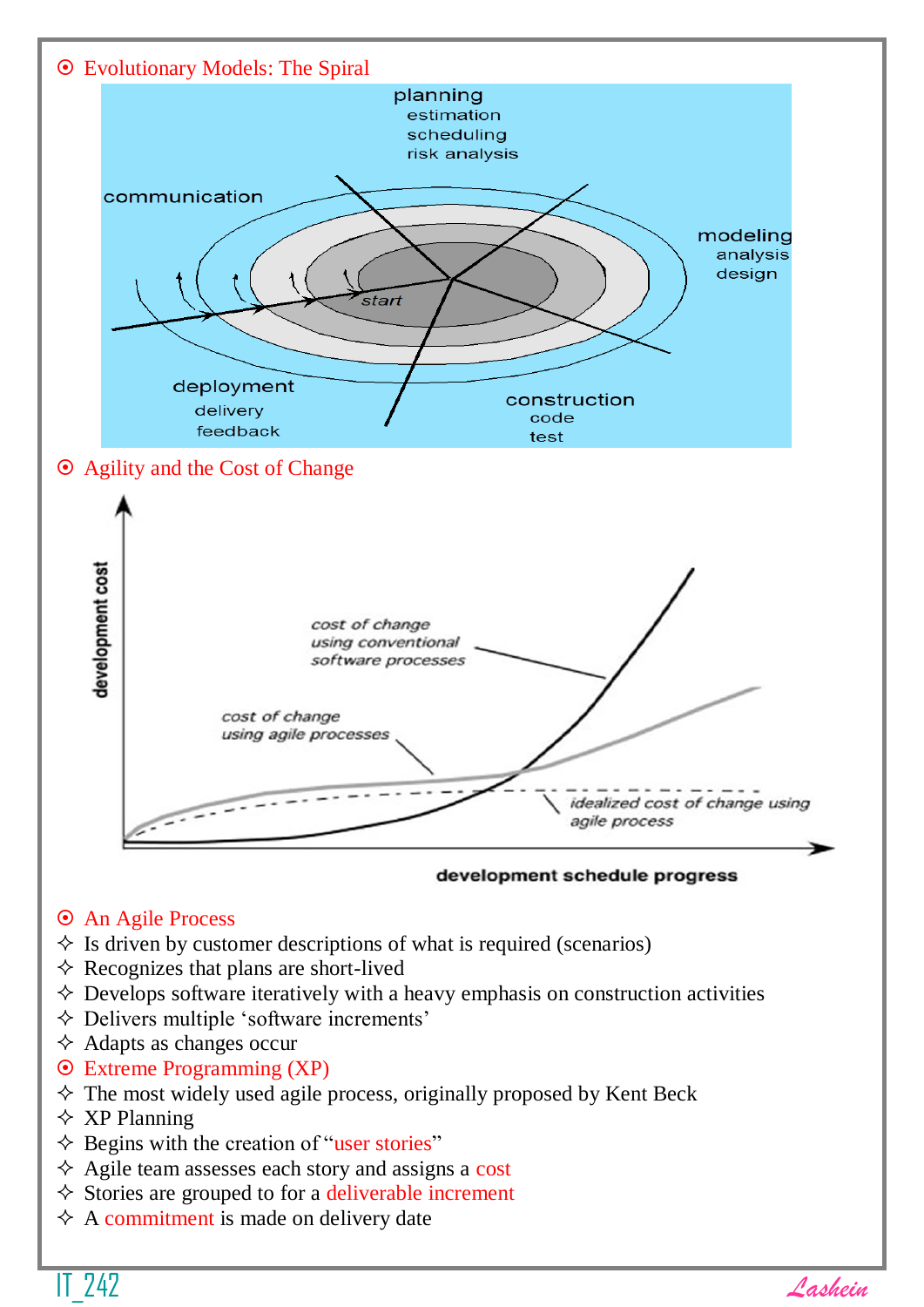## ⦿ Evolutionary Models: The Spiral

planning
estimation
scheduling
risk analysis

communication

modeling
analysis
design

start

deployment
delivery
feedback

construction
code
test

## ⦿ Agility and the Cost of Change

development cost

cost of change
using conventional
software processes

cost of change
using agile processes

idealized cost of change using
agile process

development schedule progress

## ⦿ An Agile Process

- ✧ Is driven by customer descriptions of what is required (scenarios)
- ✧ Recognizes that plans are short-lived
- ✧ Develops software iteratively with a heavy emphasis on construction activities
- ✧ Delivers multiple ‘software increments’
- ✧ Adapts as changes occur

## ⦿ Extreme Programming (XP)

- ✧ The most widely used agile process, originally proposed by Kent Beck
- ✧ XP Planning
- ✧ Begins with the creation of “user stories”
- ✧ Agile team assesses each story and assigns a cost
- ✧ Stories are grouped to for a deliverable increment
- ✧ A commitment is made on delivery date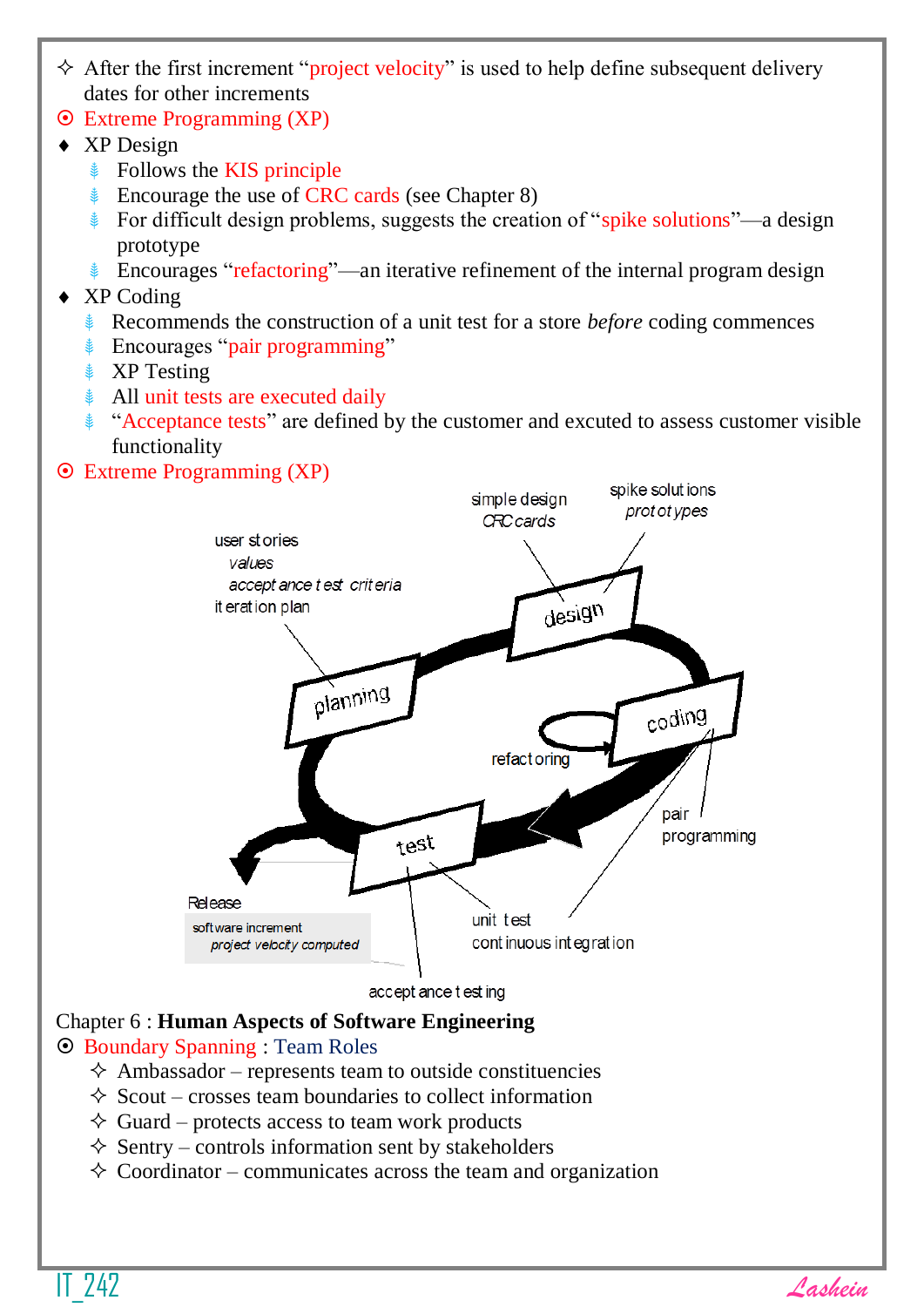- After the first increment "project velocity" is used to help define subsequent delivery dates for other increments

## Extreme Programming (XP)

- XP Design
  - Follows the KIS principle
  - Encourage the use of CRC cards (see Chapter 8)
  - For difficult design problems, suggests the creation of "spike solutions"—a design prototype
  - Encourages "refactoring"—an iterative refinement of the internal program design
- XP Coding
  - Recommends the construction of a unit test for a store *before* coding commences
  - Encourages "pair programming"
  - XP Testing
  - All unit tests are executed daily
  - "Acceptance tests" are defined by the customer and excuted to assess customer visible functionality

## Extreme Programming (XP)

simple design
CRC cards
spike solutions
prototypes
user stories
values
acceptance test criteria
iteration plan
design
planning
coding
refactoring
pair programming
test
Release
software increment
project velocity computed
unit test
continuous integration
acceptance testing

Chapter 6 : **Human Aspects of Software Engineering**

## Boundary Spanning : Team Roles

- Ambassador – represents team to outside constituencies
- Scout – crosses team boundaries to collect information
- Guard – protects access to team work products
- Sentry – controls information sent by stakeholders
- Coordinator – communicates across the team and organization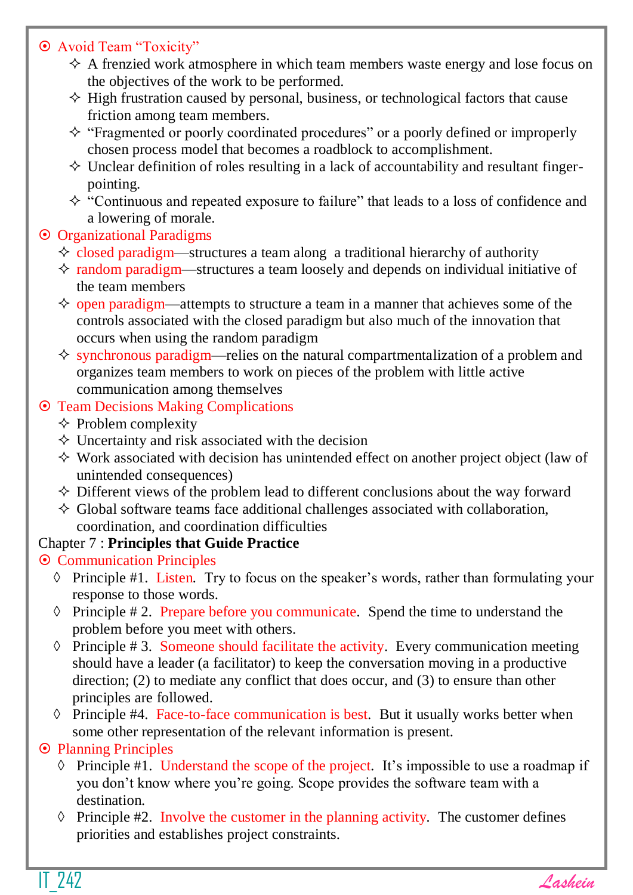- Avoid Team "Toxicity"
  - A frenzied work atmosphere in which team members waste energy and lose focus on the objectives of the work to be performed.
  - High frustration caused by personal, business, or technological factors that cause friction among team members.
  - "Fragmented or poorly coordinated procedures" or a poorly defined or improperly chosen process model that becomes a roadblock to accomplishment.
  - Unclear definition of roles resulting in a lack of accountability and resultant finger-pointing.
  - "Continuous and repeated exposure to failure" that leads to a loss of confidence and a lowering of morale.
- Organizational Paradigms
  - closed paradigm—structures a team along a traditional hierarchy of authority
  - random paradigm—structures a team loosely and depends on individual initiative of the team members
  - open paradigm—attempts to structure a team in a manner that achieves some of the controls associated with the closed paradigm but also much of the innovation that occurs when using the random paradigm
  - synchronous paradigm—relies on the natural compartmentalization of a problem and organizes team members to work on pieces of the problem with little active communication among themselves
- Team Decisions Making Complications
  - Problem complexity
  - Uncertainty and risk associated with the decision
  - Work associated with decision has unintended effect on another project object (law of unintended consequences)
  - Different views of the problem lead to different conclusions about the way forward
  - Global software teams face additional challenges associated with collaboration, coordination, and coordination difficulties

Chapter 7 : **Principles that Guide Practice**

- Communication Principles
  - Principle #1. Listen. Try to focus on the speaker's words, rather than formulating your response to those words.
  - Principle # 2. Prepare before you communicate. Spend the time to understand the problem before you meet with others.
  - Principle # 3. Someone should facilitate the activity. Every communication meeting should have a leader (a facilitator) to keep the conversation moving in a productive direction; (2) to mediate any conflict that does occur, and (3) to ensure than other principles are followed.
  - Principle #4. Face-to-face communication is best. But it usually works better when some other representation of the relevant information is present.
- Planning Principles
  - Principle #1. Understand the scope of the project. It's impossible to use a roadmap if you don't know where you're going. Scope provides the software team with a destination.
  - Principle #2. Involve the customer in the planning activity. The customer defines priorities and establishes project constraints.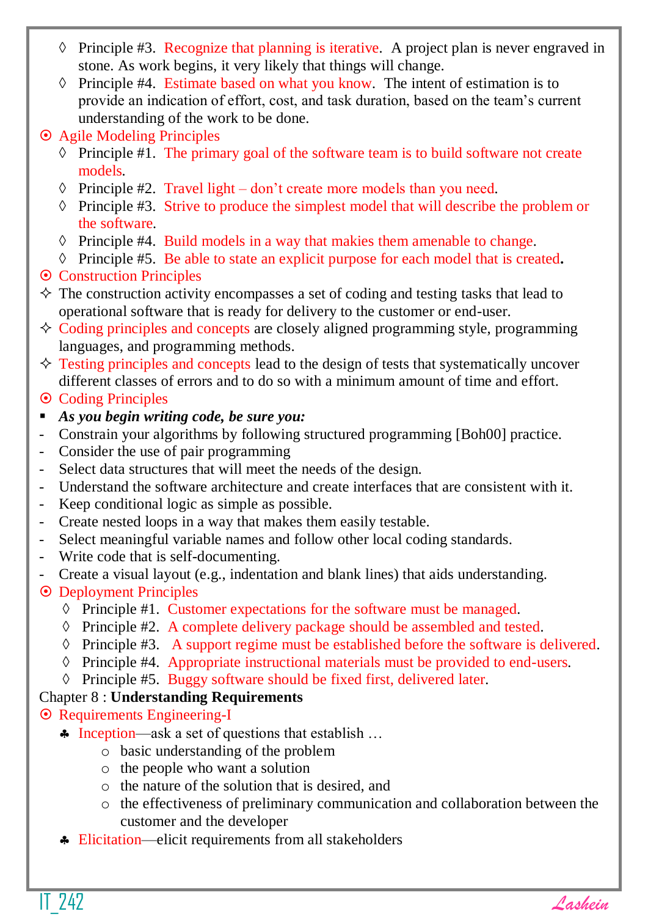- Principle #3. Recognize that planning is iterative. A project plan is never engraved in stone. As work begins, it very likely that things will change.
- Principle #4. Estimate based on what you know. The intent of estimation is to provide an indication of effort, cost, and task duration, based on the team's current understanding of the work to be done.

## Agile Modeling Principles

- Principle #1. The primary goal of the software team is to build software not create models.
- Principle #2. Travel light – don't create more models than you need.
- Principle #3. Strive to produce the simplest model that will describe the problem or the software.
- Principle #4. Build models in a way that makies them amenable to change.
- Principle #5. Be able to state an explicit purpose for each model that is created.

## Construction Principles

- The construction activity encompasses a set of coding and testing tasks that lead to operational software that is ready for delivery to the customer or end-user.
- Coding principles and concepts are closely aligned programming style, programming languages, and programming methods.
- Testing principles and concepts lead to the design of tests that systematically uncover different classes of errors and to do so with a minimum amount of time and effort.

## Coding Principles

- ***As you begin writing code, be sure you:***
- Constrain your algorithms by following structured programming [Boh00] practice.
- Consider the use of pair programming
- Select data structures that will meet the needs of the design.
- Understand the software architecture and create interfaces that are consistent with it.
- Keep conditional logic as simple as possible.
- Create nested loops in a way that makes them easily testable.
- Select meaningful variable names and follow other local coding standards.
- Write code that is self-documenting.
- Create a visual layout (e.g., indentation and blank lines) that aids understanding.

## Deployment Principles

- Principle #1. Customer expectations for the software must be managed.
- Principle #2. A complete delivery package should be assembled and tested.
- Principle #3. A support regime must be established before the software is delivered.
- Principle #4. Appropriate instructional materials must be provided to end-users.
- Principle #5. Buggy software should be fixed first, delivered later.

# Chapter 8 : **Understanding Requirements**

## Requirements Engineering-I

- Inception—ask a set of questions that establish …
  - basic understanding of the problem
  - the people who want a solution
  - the nature of the solution that is desired, and
  - the effectiveness of preliminary communication and collaboration between the customer and the developer
- Elicitation—elicit requirements from all stakeholders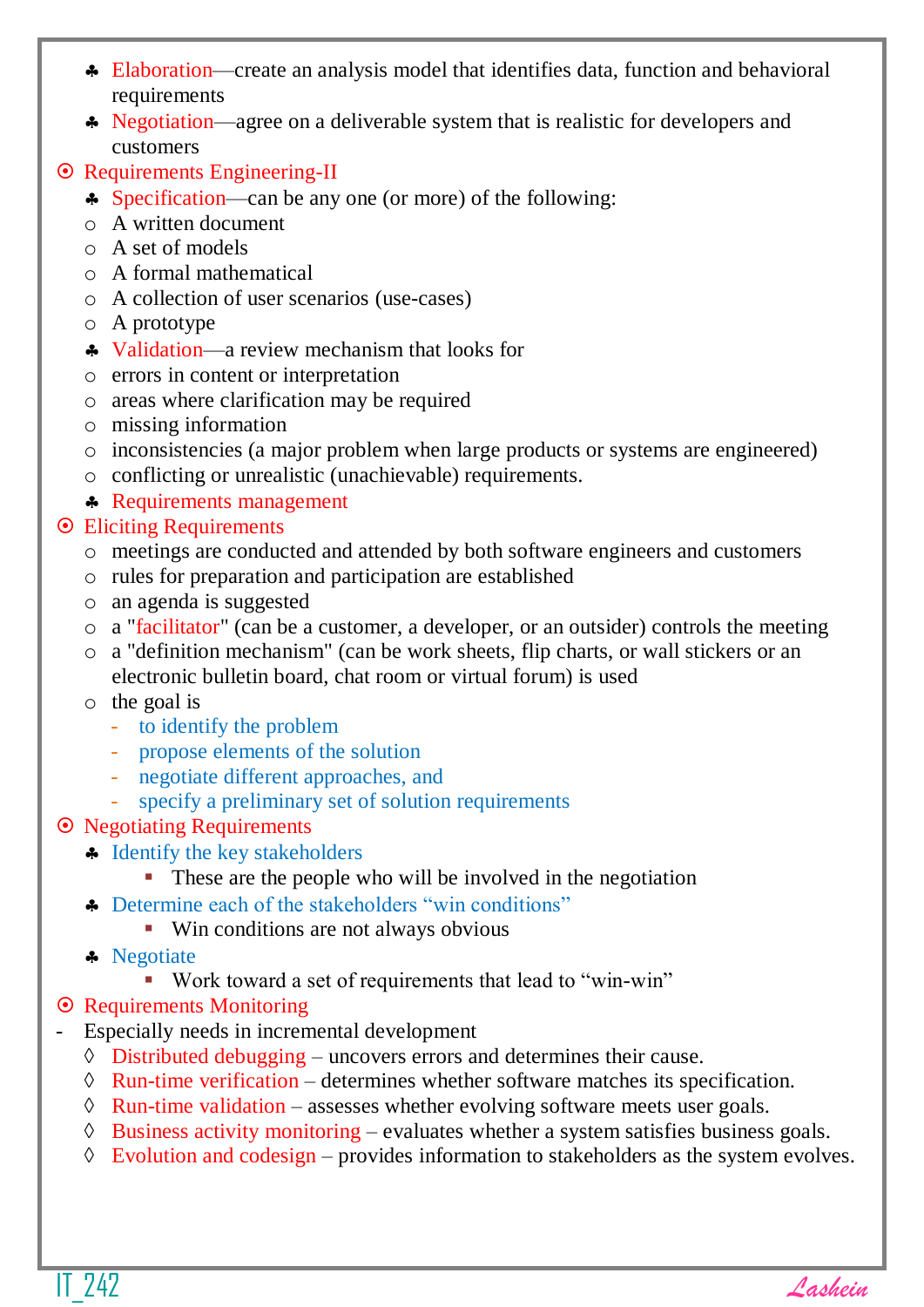- Elaboration—create an analysis model that identifies data, function and behavioral requirements
- Negotiation—agree on a deliverable system that is realistic for developers and customers

## Requirements Engineering-II

- Specification—can be any one (or more) of the following:
  - A written document
  - A set of models
  - A formal mathematical
  - A collection of user scenarios (use-cases)
  - A prototype
- Validation—a review mechanism that looks for
  - errors in content or interpretation
  - areas where clarification may be required
  - missing information
  - inconsistencies (a major problem when large products or systems are engineered)
  - conflicting or unrealistic (unachievable) requirements.
- Requirements management

## Eliciting Requirements

- meetings are conducted and attended by both software engineers and customers
- rules for preparation and participation are established
- an agenda is suggested
- a "facilitator" (can be a customer, a developer, or an outsider) controls the meeting
- a "definition mechanism" (can be work sheets, flip charts, or wall stickers or an electronic bulletin board, chat room or virtual forum) is used
- the goal is
  - to identify the problem
  - propose elements of the solution
  - negotiate different approaches, and
  - specify a preliminary set of solution requirements

## Negotiating Requirements

- Identify the key stakeholders
  - These are the people who will be involved in the negotiation
- Determine each of the stakeholders “win conditions”
  - Win conditions are not always obvious
- Negotiate
  - Work toward a set of requirements that lead to “win-win”

## Requirements Monitoring

- Especially needs in incremental development
  - Distributed debugging – uncovers errors and determines their cause.
  - Run-time verification – determines whether software matches its specification.
  - Run-time validation – assesses whether evolving software meets user goals.
  - Business activity monitoring – evaluates whether a system satisfies business goals.
  - Evolution and codesign – provides information to stakeholders as the system evolves.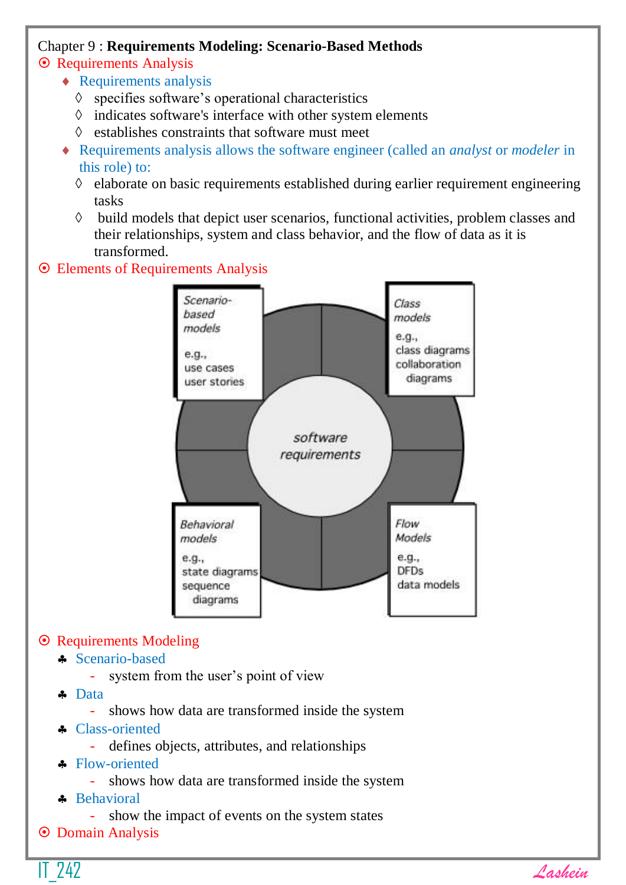Chapter 9 : **Requirements Modeling: Scenario-Based Methods**

## Requirements Analysis

- Requirements analysis
  - specifies software's operational characteristics
  - indicates software's interface with other system elements
  - establishes constraints that software must meet
- Requirements analysis allows the software engineer (called an *analyst* or *modeler* in this role) to:
  - elaborate on basic requirements established during earlier requirement engineering tasks
  - build models that depict user scenarios, functional activities, problem classes and their relationships, system and class behavior, and the flow of data as it is transformed.

## Elements of Requirements Analysis

software requirements

Scenario-based models
e.g.,
use cases
user stories

Class models
e.g.,
class diagrams
collaboration diagrams

Behavioral models
e.g.,
state diagrams
sequence diagrams

Flow Models
e.g.,
DFDs
data models

## Requirements Modeling

- Scenario-based
  - system from the user's point of view
- Data
  - shows how data are transformed inside the system
- Class-oriented
  - defines objects, attributes, and relationships
- Flow-oriented
  - shows how data are transformed inside the system
- Behavioral
  - show the impact of events on the system states

## Domain Analysis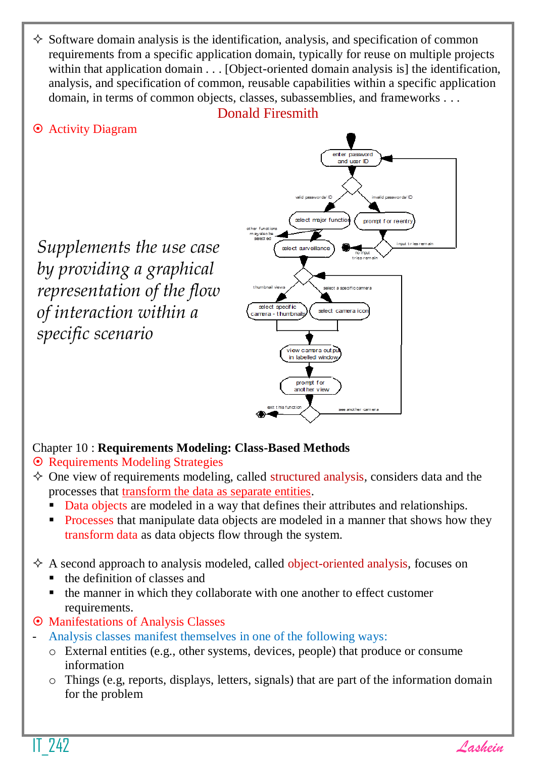✧ Software domain analysis is the identification, analysis, and specification of common requirements from a specific application domain, typically for reuse on multiple projects within that application domain . . . [Object-oriented domain analysis is] the identification, analysis, and specification of common, reusable capabilities within a specific application domain, in terms of common objects, classes, subassemblies, and frameworks . . .

Donald Firesmith

⊙ Activity Diagram

*Supplements the use case by providing a graphical representation of the flow of interaction within a specific scenario*

enter password and user ID

valid passwords/ ID

invalid passwords/ ID

select major function

prompt for reentry

other functions may also be selected

select surveillance

input tries remain

no input tries remain

thumbnail views

select a specific camera

select specific camera - thumbnails

select camera icon

view camera output in labelled window

prompt for another view

exit this function

see another camera

Chapter 10 : **Requirements Modeling: Class-Based Methods**

⊙ Requirements Modeling Strategies

✧ One view of requirements modeling, called structured analysis, considers data and the processes that transform the data as separate entities.

- Data objects are modeled in a way that defines their attributes and relationships.
- Processes that manipulate data objects are modeled in a manner that shows how they transform data as data objects flow through the system.

✧ A second approach to analysis modeled, called object-oriented analysis, focuses on

- the definition of classes and
- the manner in which they collaborate with one another to effect customer requirements.

⊙ Manifestations of Analysis Classes

- Analysis classes manifest themselves in one of the following ways:
  - External entities (e.g., other systems, devices, people) that produce or consume information
  - Things (e.g, reports, displays, letters, signals) that are part of the information domain for the problem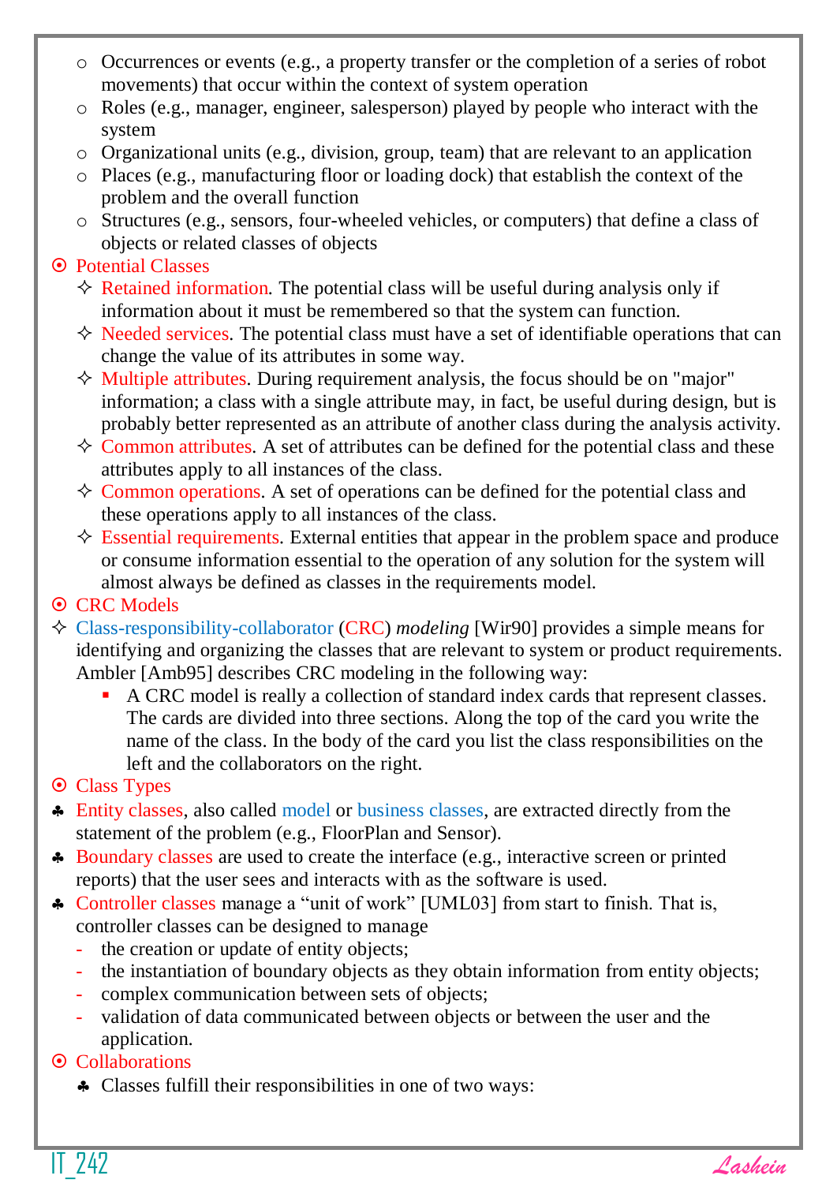- Occurrences or events (e.g., a property transfer or the completion of a series of robot movements) that occur within the context of system operation
- Roles (e.g., manager, engineer, salesperson) played by people who interact with the system
- Organizational units (e.g., division, group, team) that are relevant to an application
- Places (e.g., manufacturing floor or loading dock) that establish the context of the problem and the overall function
- Structures (e.g., sensors, four-wheeled vehicles, or computers) that define a class of objects or related classes of objects

## Potential Classes

- Retained information. The potential class will be useful during analysis only if information about it must be remembered so that the system can function.
- Needed services. The potential class must have a set of identifiable operations that can change the value of its attributes in some way.
- Multiple attributes. During requirement analysis, the focus should be on "major" information; a class with a single attribute may, in fact, be useful during design, but is probably better represented as an attribute of another class during the analysis activity.
- Common attributes. A set of attributes can be defined for the potential class and these attributes apply to all instances of the class.
- Common operations. A set of operations can be defined for the potential class and these operations apply to all instances of the class.
- Essential requirements. External entities that appear in the problem space and produce or consume information essential to the operation of any solution for the system will almost always be defined as classes in the requirements model.

## CRC Models

- Class-responsibility-collaborator (CRC) *modeling* [Wir90] provides a simple means for identifying and organizing the classes that are relevant to system or product requirements. Ambler [Amb95] describes CRC modeling in the following way:
  - A CRC model is really a collection of standard index cards that represent classes. The cards are divided into three sections. Along the top of the card you write the name of the class. In the body of the card you list the class responsibilities on the left and the collaborators on the right.

## Class Types

- Entity classes, also called model or business classes, are extracted directly from the statement of the problem (e.g., FloorPlan and Sensor).
- Boundary classes are used to create the interface (e.g., interactive screen or printed reports) that the user sees and interacts with as the software is used.
- Controller classes manage a "unit of work" [UML03] from start to finish. That is, controller classes can be designed to manage
  - the creation or update of entity objects;
  - the instantiation of boundary objects as they obtain information from entity objects;
  - complex communication between sets of objects;
  - validation of data communicated between objects or between the user and the application.

## Collaborations

- Classes fulfill their responsibilities in one of two ways: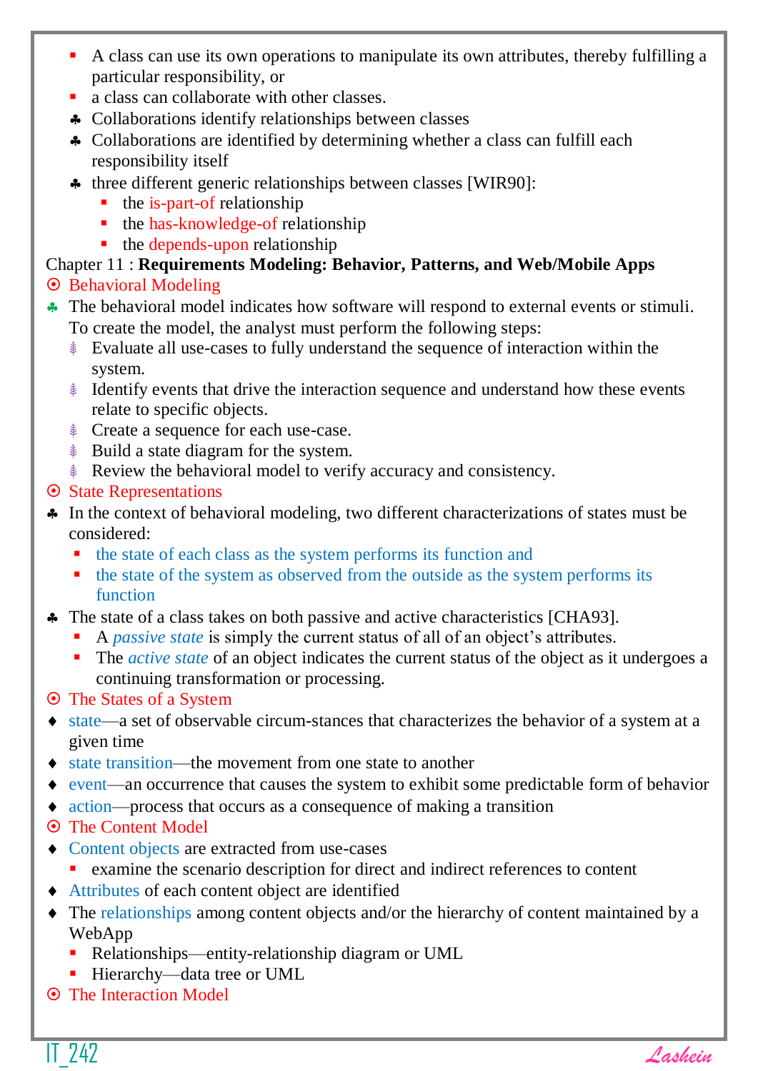- A class can use its own operations to manipulate its own attributes, thereby fulfilling a particular responsibility, or
- a class can collaborate with other classes.
- Collaborations identify relationships between classes
- Collaborations are identified by determining whether a class can fulfill each responsibility itself
- three different generic relationships between classes [WIR90]:
  - the is-part-of relationship
  - the has-knowledge-of relationship
  - the depends-upon relationship

Chapter 11 : **Requirements Modeling: Behavior, Patterns, and Web/Mobile Apps**

## Behavioral Modeling

- The behavioral model indicates how software will respond to external events or stimuli. To create the model, the analyst must perform the following steps:
  - Evaluate all use-cases to fully understand the sequence of interaction within the system.
  - Identify events that drive the interaction sequence and understand how these events relate to specific objects.
  - Create a sequence for each use-case.
  - Build a state diagram for the system.
  - Review the behavioral model to verify accuracy and consistency.

## State Representations

- In the context of behavioral modeling, two different characterizations of states must be considered:
  - the state of each class as the system performs its function and
  - the state of the system as observed from the outside as the system performs its function
- The state of a class takes on both passive and active characteristics [CHA93].
  - A *passive state* is simply the current status of all of an object's attributes.
  - The *active state* of an object indicates the current status of the object as it undergoes a continuing transformation or processing.

## The States of a System

- state—a set of observable circum-stances that characterizes the behavior of a system at a given time
- state transition—the movement from one state to another
- event—an occurrence that causes the system to exhibit some predictable form of behavior
- action—process that occurs as a consequence of making a transition

## The Content Model

- Content objects are extracted from use-cases
  - examine the scenario description for direct and indirect references to content
- Attributes of each content object are identified
- The relationships among content objects and/or the hierarchy of content maintained by a WebApp
  - Relationships—entity-relationship diagram or UML
  - Hierarchy—data tree or UML

## The Interaction Model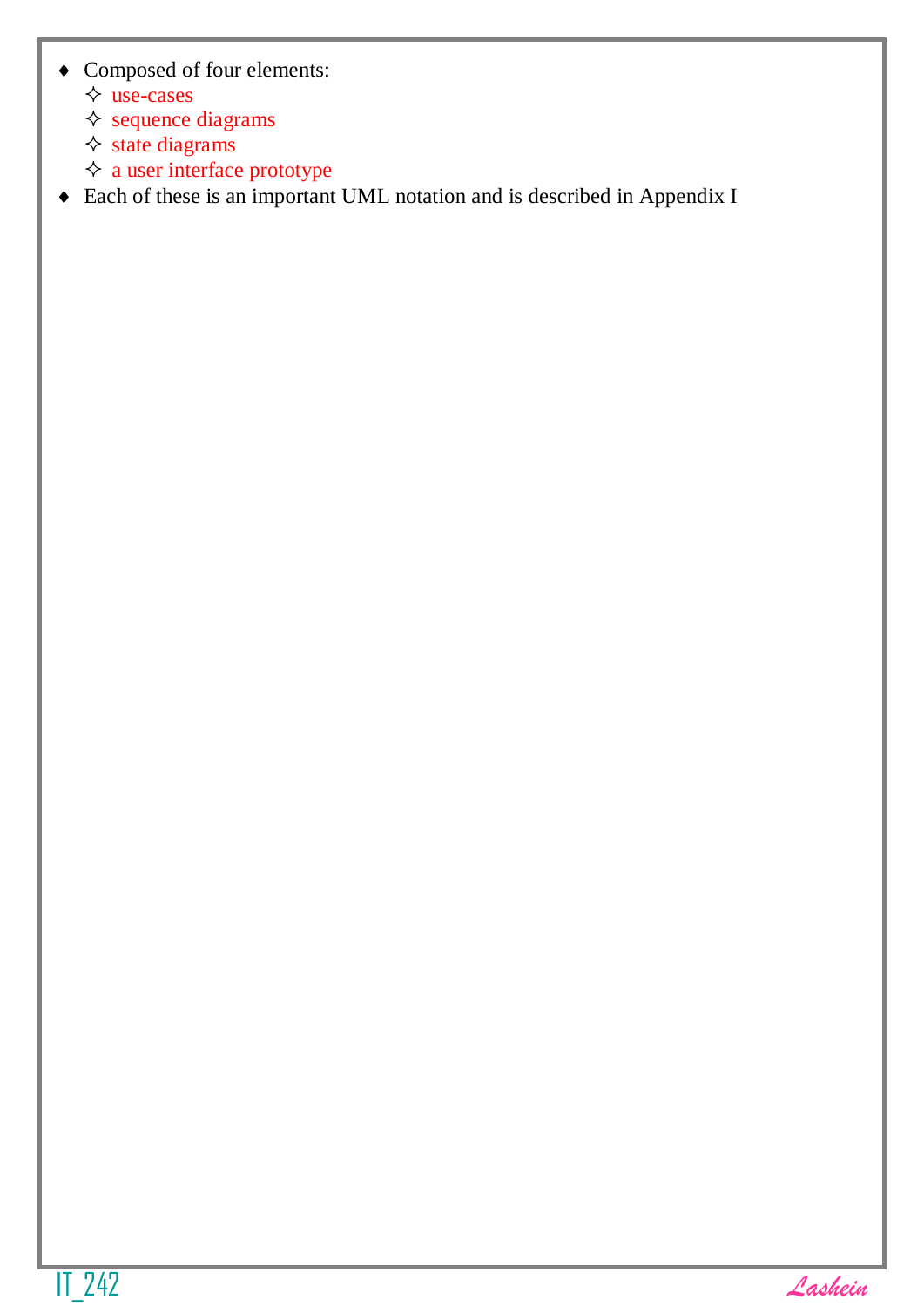- Composed of four elements:
  - use-cases
  - sequence diagrams
  - state diagrams
  - a user interface prototype
- Each of these is an important UML notation and is described in Appendix I